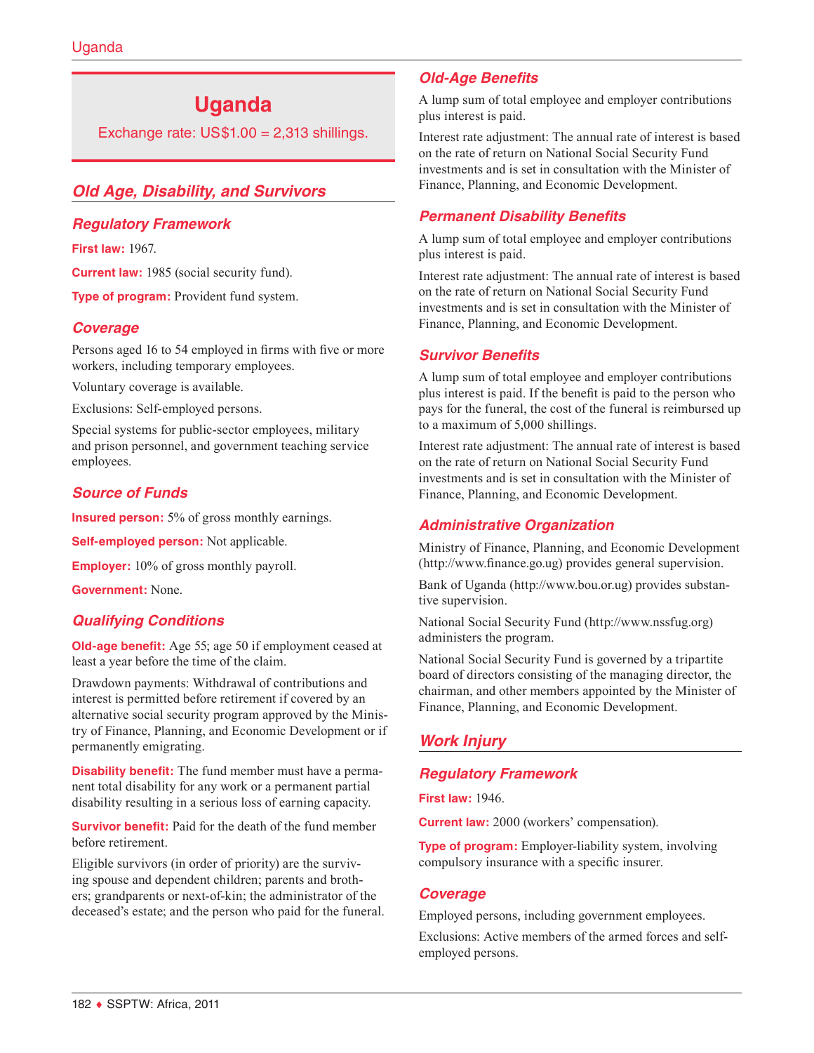# Uganda

Exchange rate: US$1.00 = 2,313 shillings.

## Old Age, Disability, and Survivors

### Regulatory Framework

**First law:** 1967.

**Current law:** 1985 (social security fund).

**Type of program:** Provident fund system.

### Coverage

Persons aged 16 to 54 employed in firms with five or more workers, including temporary employees.

Voluntary coverage is available.

Exclusions: Self-employed persons.

Special systems for public-sector employees, military and prison personnel, and government teaching service employees.

### Source of Funds

**Insured person:** 5% of gross monthly earnings.

**Self-employed person:** Not applicable.

**Employer:** 10% of gross monthly payroll.

**Government:** None.

### Qualifying Conditions

**Old-age benefit:** Age 55; age 50 if employment ceased at least a year before the time of the claim.

Drawdown payments: Withdrawal of contributions and interest is permitted before retirement if covered by an alternative social security program approved by the Ministry of Finance, Planning, and Economic Development or if permanently emigrating.

**Disability benefit:** The fund member must have a permanent total disability for any work or a permanent partial disability resulting in a serious loss of earning capacity.

**Survivor benefit:** Paid for the death of the fund member before retirement.

Eligible survivors (in order of priority) are the surviving spouse and dependent children; parents and brothers; grandparents or next-of-kin; the administrator of the deceased's estate; and the person who paid for the funeral.

### Old-Age Benefits

A lump sum of total employee and employer contributions plus interest is paid.

Interest rate adjustment: The annual rate of interest is based on the rate of return on National Social Security Fund investments and is set in consultation with the Minister of Finance, Planning, and Economic Development.

### Permanent Disability Benefits

A lump sum of total employee and employer contributions plus interest is paid.

Interest rate adjustment: The annual rate of interest is based on the rate of return on National Social Security Fund investments and is set in consultation with the Minister of Finance, Planning, and Economic Development.

### Survivor Benefits

A lump sum of total employee and employer contributions plus interest is paid. If the benefit is paid to the person who pays for the funeral, the cost of the funeral is reimbursed up to a maximum of 5,000 shillings.

Interest rate adjustment: The annual rate of interest is based on the rate of return on National Social Security Fund investments and is set in consultation with the Minister of Finance, Planning, and Economic Development.

### Administrative Organization

Ministry of Finance, Planning, and Economic Development (http://www.finance.go.ug) provides general supervision.

Bank of Uganda (http://www.bou.or.ug) provides substantive supervision.

National Social Security Fund (http://www.nssfug.org) administers the program.

National Social Security Fund is governed by a tripartite board of directors consisting of the managing director, the chairman, and other members appointed by the Minister of Finance, Planning, and Economic Development.

## Work Injury

### Regulatory Framework

**First law:** 1946.

**Current law:** 2000 (workers' compensation).

**Type of program:** Employer-liability system, involving compulsory insurance with a specific insurer.

### Coverage

Employed persons, including government employees.

Exclusions: Active members of the armed forces and self-employed persons.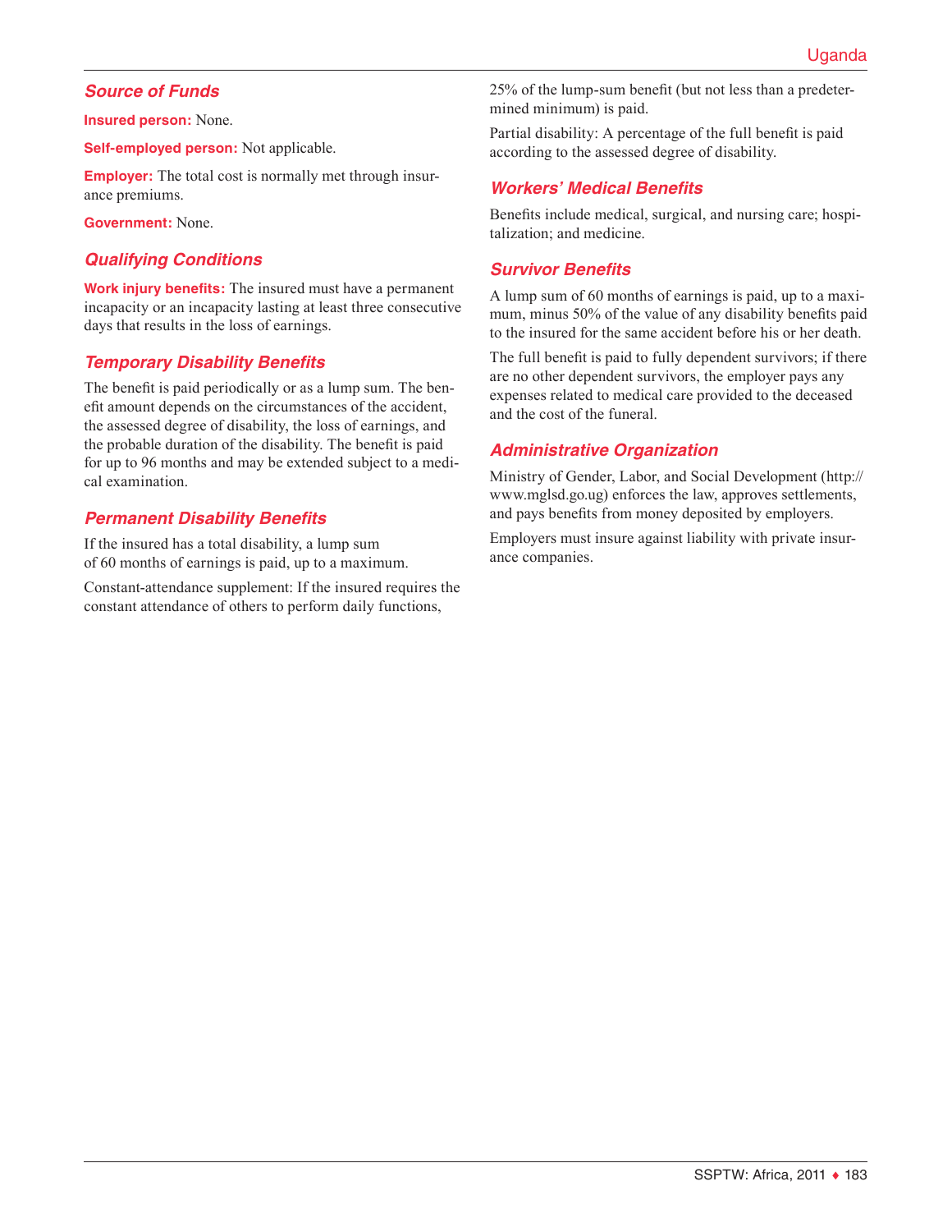### Source of Funds

**Insured person:** None.

**Self-employed person:** Not applicable.

**Employer:** The total cost is normally met through insurance premiums.

**Government:** None.

### Qualifying Conditions

**Work injury benefits:** The insured must have a permanent incapacity or an incapacity lasting at least three consecutive days that results in the loss of earnings.

### Temporary Disability Benefits

The benefit is paid periodically or as a lump sum. The benefit amount depends on the circumstances of the accident, the assessed degree of disability, the loss of earnings, and the probable duration of the disability. The benefit is paid for up to 96 months and may be extended subject to a medical examination.

### Permanent Disability Benefits

If the insured has a total disability, a lump sum of 60 months of earnings is paid, up to a maximum.

Constant-attendance supplement: If the insured requires the constant attendance of others to perform daily functions, 25% of the lump-sum benefit (but not less than a predetermined minimum) is paid.

Partial disability: A percentage of the full benefit is paid according to the assessed degree of disability.

### Workers' Medical Benefits

Benefits include medical, surgical, and nursing care; hospitalization; and medicine.

### Survivor Benefits

A lump sum of 60 months of earnings is paid, up to a maximum, minus 50% of the value of any disability benefits paid to the insured for the same accident before his or her death.

The full benefit is paid to fully dependent survivors; if there are no other dependent survivors, the employer pays any expenses related to medical care provided to the deceased and the cost of the funeral.

### Administrative Organization

Ministry of Gender, Labor, and Social Development (http://www.mglsd.go.ug) enforces the law, approves settlements, and pays benefits from money deposited by employers.

Employers must insure against liability with private insurance companies.